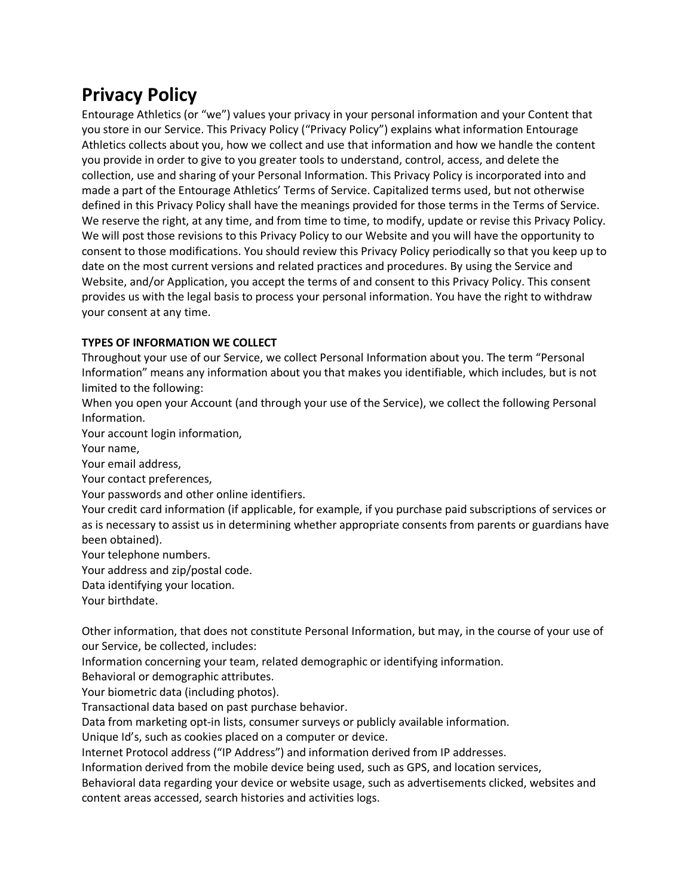# Privacy Policy

Entourage Athletics (or "we") values your privacy in your personal information and your Content that you store in our Service. This Privacy Policy ("Privacy Policy") explains what information Entourage Athletics collects about you, how we collect and use that information and how we handle the content you provide in order to give to you greater tools to understand, control, access, and delete the collection, use and sharing of your Personal Information. This Privacy Policy is incorporated into and made a part of the Entourage Athletics' Terms of Service. Capitalized terms used, but not otherwise defined in this Privacy Policy shall have the meanings provided for those terms in the Terms of Service. We reserve the right, at any time, and from time to time, to modify, update or revise this Privacy Policy. We will post those revisions to this Privacy Policy to our Website and you will have the opportunity to consent to those modifications. You should review this Privacy Policy periodically so that you keep up to date on the most current versions and related practices and procedures. By using the Service and Website, and/or Application, you accept the terms of and consent to this Privacy Policy. This consent provides us with the legal basis to process your personal information. You have the right to withdraw your consent at any time.

**TYPES OF INFORMATION WE COLLECT**

Throughout your use of our Service, we collect Personal Information about you. The term "Personal Information" means any information about you that makes you identifiable, which includes, but is not limited to the following:

When you open your Account (and through your use of the Service), we collect the following Personal Information.

Your account login information,

Your name,

Your email address,

Your contact preferences,

Your passwords and other online identifiers.

Your credit card information (if applicable, for example, if you purchase paid subscriptions of services or as is necessary to assist us in determining whether appropriate consents from parents or guardians have been obtained).

Your telephone numbers.

Your address and zip/postal code.

Data identifying your location.

Your birthdate.

Other information, that does not constitute Personal Information, but may, in the course of your use of our Service, be collected, includes:

Information concerning your team, related demographic or identifying information.

Behavioral or demographic attributes.

Your biometric data (including photos).

Transactional data based on past purchase behavior.

Data from marketing opt-in lists, consumer surveys or publicly available information.

Unique Id's, such as cookies placed on a computer or device.

Internet Protocol address ("IP Address") and information derived from IP addresses.

Information derived from the mobile device being used, such as GPS, and location services,

Behavioral data regarding your device or website usage, such as advertisements clicked, websites and content areas accessed, search histories and activities logs.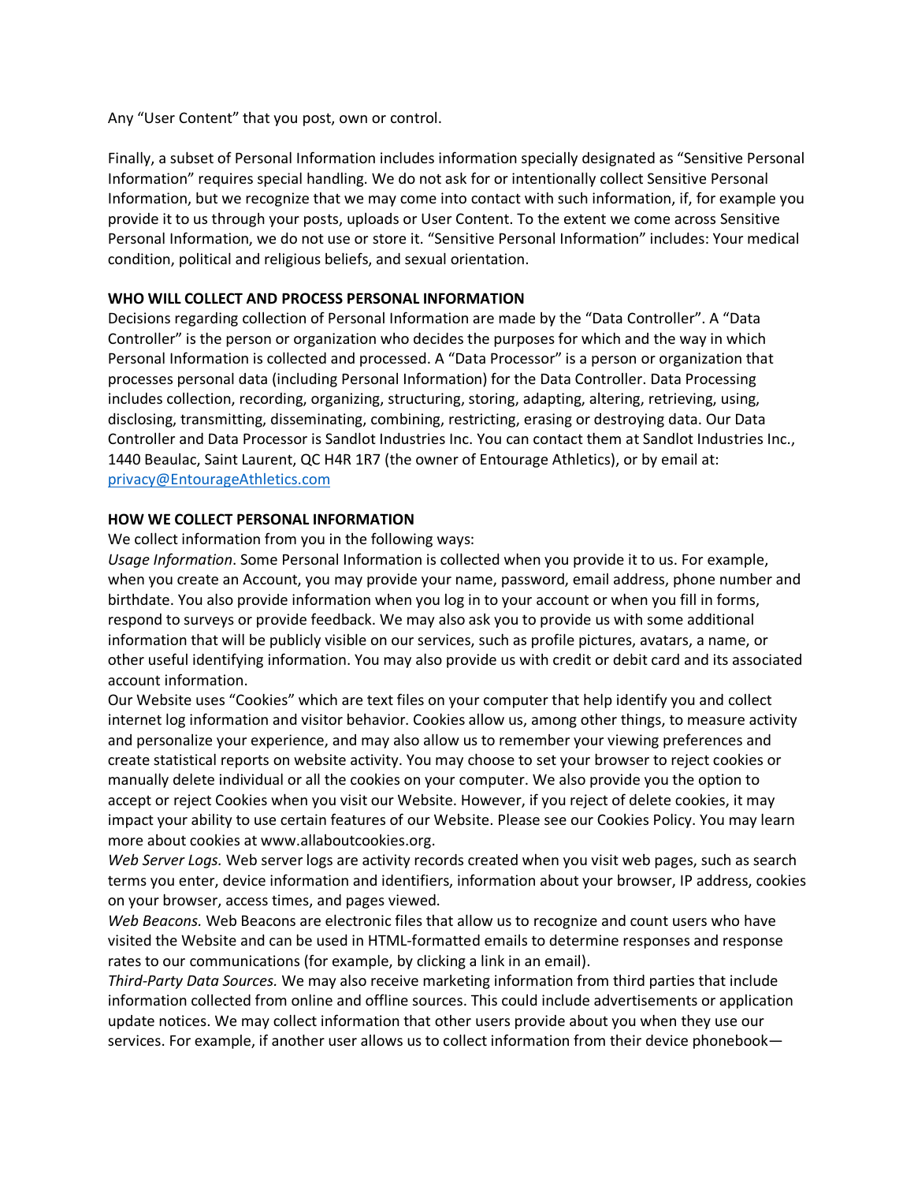Any "User Content" that you post, own or control.

Finally, a subset of Personal Information includes information specially designated as "Sensitive Personal Information" requires special handling. We do not ask for or intentionally collect Sensitive Personal Information, but we recognize that we may come into contact with such information, if, for example you provide it to us through your posts, uploads or User Content. To the extent we come across Sensitive Personal Information, we do not use or store it. "Sensitive Personal Information" includes: Your medical condition, political and religious beliefs, and sexual orientation.

**WHO WILL COLLECT AND PROCESS PERSONAL INFORMATION**

Decisions regarding collection of Personal Information are made by the "Data Controller". A "Data Controller" is the person or organization who decides the purposes for which and the way in which Personal Information is collected and processed. A "Data Processor" is a person or organization that processes personal data (including Personal Information) for the Data Controller. Data Processing includes collection, recording, organizing, structuring, storing, adapting, altering, retrieving, using, disclosing, transmitting, disseminating, combining, restricting, erasing or destroying data. Our Data Controller and Data Processor is Sandlot Industries Inc. You can contact them at Sandlot Industries Inc., 1440 Beaulac, Saint Laurent, QC H4R 1R7 (the owner of Entourage Athletics), or by email at: [privacy@EntourageAthletics.com](mailto:privacy@EntourageAthletics.com)

**HOW WE COLLECT PERSONAL INFORMATION**

We collect information from you in the following ways:

*Usage Information*. Some Personal Information is collected when you provide it to us. For example, when you create an Account, you may provide your name, password, email address, phone number and birthdate. You also provide information when you log in to your account or when you fill in forms, respond to surveys or provide feedback. We may also ask you to provide us with some additional information that will be publicly visible on our services, such as profile pictures, avatars, a name, or other useful identifying information. You may also provide us with credit or debit card and its associated account information.

Our Website uses "Cookies" which are text files on your computer that help identify you and collect internet log information and visitor behavior. Cookies allow us, among other things, to measure activity and personalize your experience, and may also allow us to remember your viewing preferences and create statistical reports on website activity. You may choose to set your browser to reject cookies or manually delete individual or all the cookies on your computer. We also provide you the option to accept or reject Cookies when you visit our Website. However, if you reject of delete cookies, it may impact your ability to use certain features of our Website. Please see our Cookies Policy. You may learn more about cookies at www.allaboutcookies.org.

*Web Server Logs.* Web server logs are activity records created when you visit web pages, such as search terms you enter, device information and identifiers, information about your browser, IP address, cookies on your browser, access times, and pages viewed.

*Web Beacons.* Web Beacons are electronic files that allow us to recognize and count users who have visited the Website and can be used in HTML-formatted emails to determine responses and response rates to our communications (for example, by clicking a link in an email).

*Third-Party Data Sources.* We may also receive marketing information from third parties that include information collected from online and offline sources. This could include advertisements or application update notices. We may collect information that other users provide about you when they use our services. For example, if another user allows us to collect information from their device phonebook—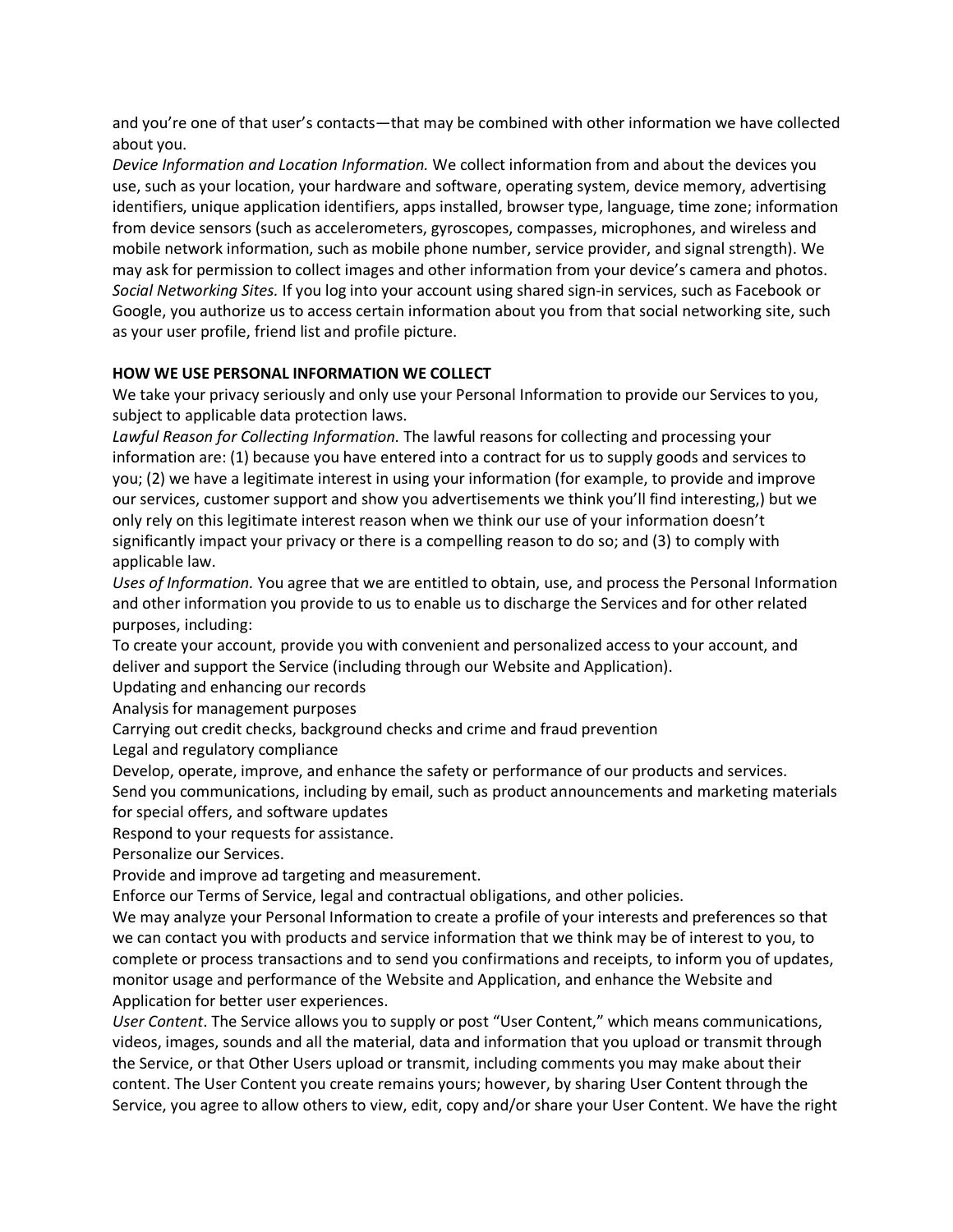and you're one of that user's contacts—that may be combined with other information we have collected about you.

*Device Information and Location Information.* We collect information from and about the devices you use, such as your location, your hardware and software, operating system, device memory, advertising identifiers, unique application identifiers, apps installed, browser type, language, time zone; information from device sensors (such as accelerometers, gyroscopes, compasses, microphones, and wireless and mobile network information, such as mobile phone number, service provider, and signal strength). We may ask for permission to collect images and other information from your device's camera and photos.

*Social Networking Sites.* If you log into your account using shared sign-in services, such as Facebook or Google, you authorize us to access certain information about you from that social networking site, such as your user profile, friend list and profile picture.

**HOW WE USE PERSONAL INFORMATION WE COLLECT**

We take your privacy seriously and only use your Personal Information to provide our Services to you, subject to applicable data protection laws.

*Lawful Reason for Collecting Information.* The lawful reasons for collecting and processing your information are: (1) because you have entered into a contract for us to supply goods and services to you; (2) we have a legitimate interest in using your information (for example, to provide and improve our services, customer support and show you advertisements we think you'll find interesting,) but we only rely on this legitimate interest reason when we think our use of your information doesn't significantly impact your privacy or there is a compelling reason to do so; and (3) to comply with applicable law.

*Uses of Information.* You agree that we are entitled to obtain, use, and process the Personal Information and other information you provide to us to enable us to discharge the Services and for other related purposes, including:

To create your account, provide you with convenient and personalized access to your account, and deliver and support the Service (including through our Website and Application).

Updating and enhancing our records

Analysis for management purposes

Carrying out credit checks, background checks and crime and fraud prevention

Legal and regulatory compliance

Develop, operate, improve, and enhance the safety or performance of our products and services.

Send you communications, including by email, such as product announcements and marketing materials for special offers, and software updates

Respond to your requests for assistance.

Personalize our Services.

Provide and improve ad targeting and measurement.

Enforce our Terms of Service, legal and contractual obligations, and other policies.

We may analyze your Personal Information to create a profile of your interests and preferences so that we can contact you with products and service information that we think may be of interest to you, to complete or process transactions and to send you confirmations and receipts, to inform you of updates, monitor usage and performance of the Website and Application, and enhance the Website and Application for better user experiences.

*User Content*. The Service allows you to supply or post "User Content," which means communications, videos, images, sounds and all the material, data and information that you upload or transmit through the Service, or that Other Users upload or transmit, including comments you may make about their content. The User Content you create remains yours; however, by sharing User Content through the Service, you agree to allow others to view, edit, copy and/or share your User Content. We have the right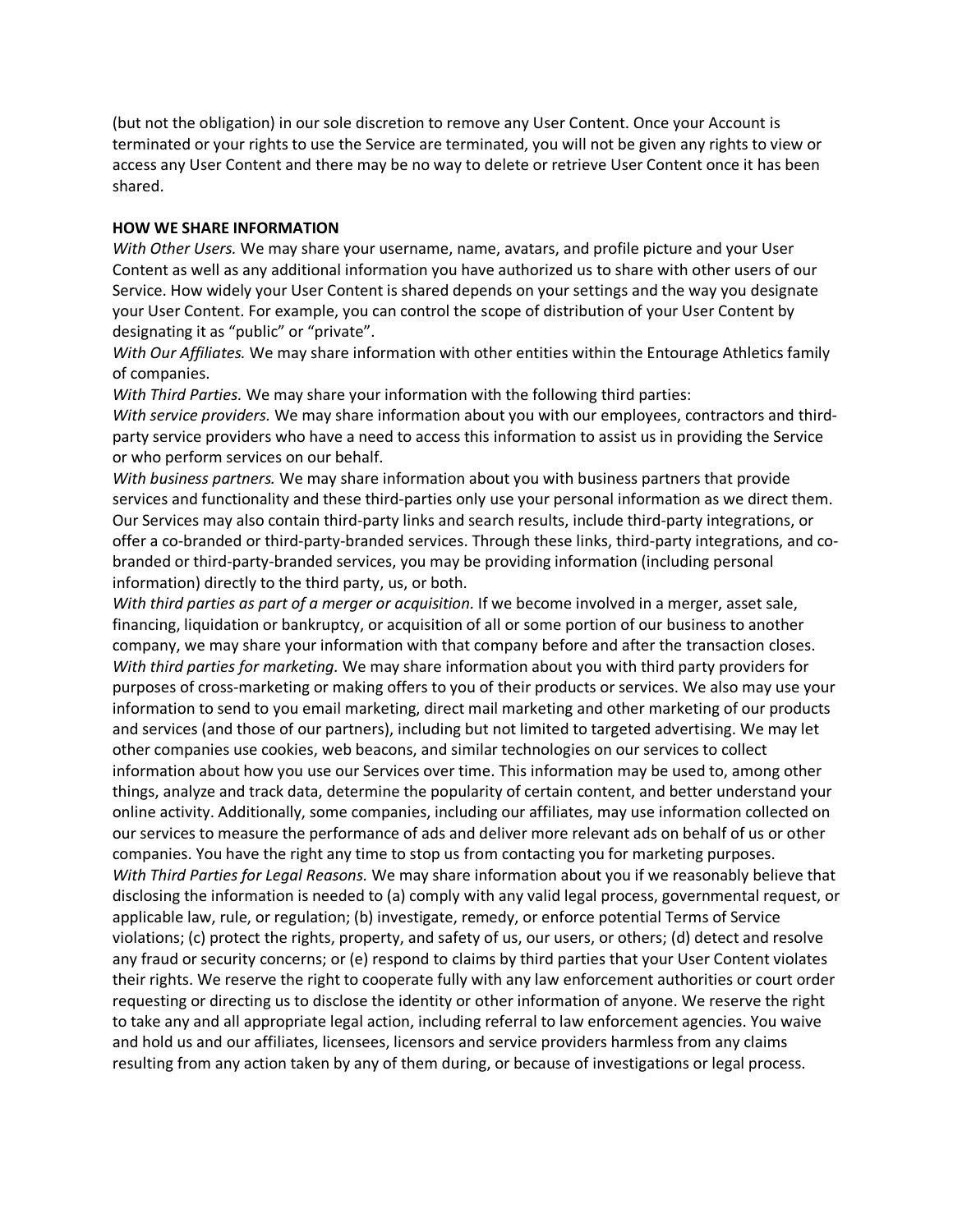(but not the obligation) in our sole discretion to remove any User Content. Once your Account is terminated or your rights to use the Service are terminated, you will not be given any rights to view or access any User Content and there may be no way to delete or retrieve User Content once it has been shared.

**HOW WE SHARE INFORMATION**

*With Other Users.* We may share your username, name, avatars, and profile picture and your User Content as well as any additional information you have authorized us to share with other users of our Service. How widely your User Content is shared depends on your settings and the way you designate your User Content. For example, you can control the scope of distribution of your User Content by designating it as "public" or "private".

*With Our Affiliates.* We may share information with other entities within the Entourage Athletics family of companies.

*With Third Parties.* We may share your information with the following third parties:

*With service providers.* We may share information about you with our employees, contractors and third-party service providers who have a need to access this information to assist us in providing the Service or who perform services on our behalf.

*With business partners.* We may share information about you with business partners that provide services and functionality and these third-parties only use your personal information as we direct them. Our Services may also contain third-party links and search results, include third-party integrations, or offer a co-branded or third-party-branded services. Through these links, third-party integrations, and co-branded or third-party-branded services, you may be providing information (including personal information) directly to the third party, us, or both.

*With third parties as part of a merger or acquisition.* If we become involved in a merger, asset sale, financing, liquidation or bankruptcy, or acquisition of all or some portion of our business to another company, we may share your information with that company before and after the transaction closes.

*With third parties for marketing.* We may share information about you with third party providers for purposes of cross-marketing or making offers to you of their products or services. We also may use your information to send to you email marketing, direct mail marketing and other marketing of our products and services (and those of our partners), including but not limited to targeted advertising. We may let other companies use cookies, web beacons, and similar technologies on our services to collect information about how you use our Services over time. This information may be used to, among other things, analyze and track data, determine the popularity of certain content, and better understand your online activity. Additionally, some companies, including our affiliates, may use information collected on our services to measure the performance of ads and deliver more relevant ads on behalf of us or other companies. You have the right any time to stop us from contacting you for marketing purposes.

*With Third Parties for Legal Reasons.* We may share information about you if we reasonably believe that disclosing the information is needed to (a) comply with any valid legal process, governmental request, or applicable law, rule, or regulation; (b) investigate, remedy, or enforce potential Terms of Service violations; (c) protect the rights, property, and safety of us, our users, or others; (d) detect and resolve any fraud or security concerns; or (e) respond to claims by third parties that your User Content violates their rights. We reserve the right to cooperate fully with any law enforcement authorities or court order requesting or directing us to disclose the identity or other information of anyone. We reserve the right to take any and all appropriate legal action, including referral to law enforcement agencies. You waive and hold us and our affiliates, licensees, licensors and service providers harmless from any claims resulting from any action taken by any of them during, or because of investigations or legal process.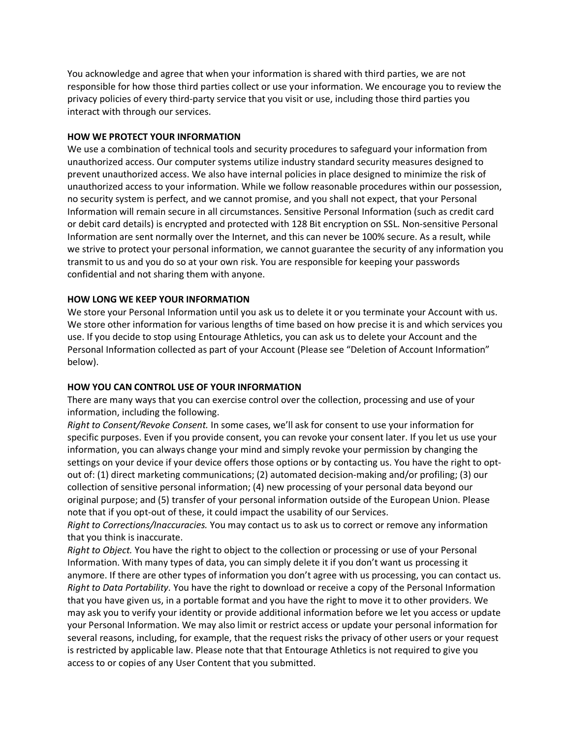You acknowledge and agree that when your information is shared with third parties, we are not responsible for how those third parties collect or use your information. We encourage you to review the privacy policies of every third-party service that you visit or use, including those third parties you interact with through our services.

**HOW WE PROTECT YOUR INFORMATION**

We use a combination of technical tools and security procedures to safeguard your information from unauthorized access. Our computer systems utilize industry standard security measures designed to prevent unauthorized access. We also have internal policies in place designed to minimize the risk of unauthorized access to your information. While we follow reasonable procedures within our possession, no security system is perfect, and we cannot promise, and you shall not expect, that your Personal Information will remain secure in all circumstances. Sensitive Personal Information (such as credit card or debit card details) is encrypted and protected with 128 Bit encryption on SSL. Non-sensitive Personal Information are sent normally over the Internet, and this can never be 100% secure. As a result, while we strive to protect your personal information, we cannot guarantee the security of any information you transmit to us and you do so at your own risk. You are responsible for keeping your passwords confidential and not sharing them with anyone.

**HOW LONG WE KEEP YOUR INFORMATION**

We store your Personal Information until you ask us to delete it or you terminate your Account with us. We store other information for various lengths of time based on how precise it is and which services you use. If you decide to stop using Entourage Athletics, you can ask us to delete your Account and the Personal Information collected as part of your Account (Please see "Deletion of Account Information" below).

**HOW YOU CAN CONTROL USE OF YOUR INFORMATION**

There are many ways that you can exercise control over the collection, processing and use of your information, including the following.

*Right to Consent/Revoke Consent.* In some cases, we'll ask for consent to use your information for specific purposes. Even if you provide consent, you can revoke your consent later. If you let us use your information, you can always change your mind and simply revoke your permission by changing the settings on your device if your device offers those options or by contacting us. You have the right to opt-out of: (1) direct marketing communications; (2) automated decision-making and/or profiling; (3) our collection of sensitive personal information; (4) new processing of your personal data beyond our original purpose; and (5) transfer of your personal information outside of the European Union. Please note that if you opt-out of these, it could impact the usability of our Services.

*Right to Corrections/Inaccuracies.* You may contact us to ask us to correct or remove any information that you think is inaccurate.

*Right to Object.* You have the right to object to the collection or processing or use of your Personal Information. With many types of data, you can simply delete it if you don't want us processing it anymore. If there are other types of information you don't agree with us processing, you can contact us.

*Right to Data Portability.* You have the right to download or receive a copy of the Personal Information that you have given us, in a portable format and you have the right to move it to other providers. We may ask you to verify your identity or provide additional information before we let you access or update your Personal Information. We may also limit or restrict access or update your personal information for several reasons, including, for example, that the request risks the privacy of other users or your request is restricted by applicable law. Please note that that Entourage Athletics is not required to give you access to or copies of any User Content that you submitted.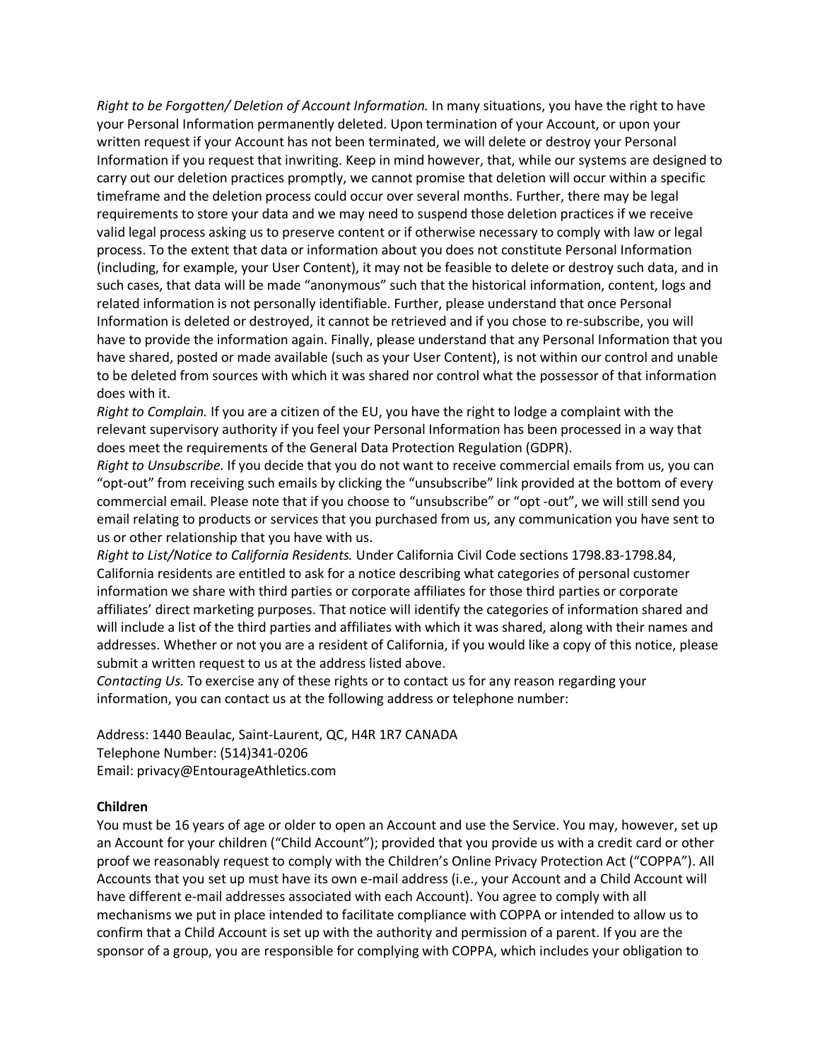*Right to be Forgotten/ Deletion of Account Information.* In many situations, you have the right to have your Personal Information permanently deleted. Upon termination of your Account, or upon your written request if your Account has not been terminated, we will delete or destroy your Personal Information if you request that inwriting. Keep in mind however, that, while our systems are designed to carry out our deletion practices promptly, we cannot promise that deletion will occur within a specific timeframe and the deletion process could occur over several months. Further, there may be legal requirements to store your data and we may need to suspend those deletion practices if we receive valid legal process asking us to preserve content or if otherwise necessary to comply with law or legal process. To the extent that data or information about you does not constitute Personal Information (including, for example, your User Content), it may not be feasible to delete or destroy such data, and in such cases, that data will be made "anonymous" such that the historical information, content, logs and related information is not personally identifiable. Further, please understand that once Personal Information is deleted or destroyed, it cannot be retrieved and if you chose to re-subscribe, you will have to provide the information again. Finally, please understand that any Personal Information that you have shared, posted or made available (such as your User Content), is not within our control and unable to be deleted from sources with which it was shared nor control what the possessor of that information does with it.

*Right to Complain.* If you are a citizen of the EU, you have the right to lodge a complaint with the relevant supervisory authority if you feel your Personal Information has been processed in a way that does meet the requirements of the General Data Protection Regulation (GDPR).

*Right to Unsubscribe.* If you decide that you do not want to receive commercial emails from us, you can "opt-out" from receiving such emails by clicking the "unsubscribe" link provided at the bottom of every commercial email. Please note that if you choose to "unsubscribe" or "opt -out", we will still send you email relating to products or services that you purchased from us, any communication you have sent to us or other relationship that you have with us.

*Right to List/Notice to California Residents.* Under California Civil Code sections 1798.83-1798.84, California residents are entitled to ask for a notice describing what categories of personal customer information we share with third parties or corporate affiliates for those third parties or corporate affiliates' direct marketing purposes. That notice will identify the categories of information shared and will include a list of the third parties and affiliates with which it was shared, along with their names and addresses. Whether or not you are a resident of California, if you would like a copy of this notice, please submit a written request to us at the address listed above.

*Contacting Us.* To exercise any of these rights or to contact us for any reason regarding your information, you can contact us at the following address or telephone number:

Address: 1440 Beaulac, Saint-Laurent, QC, H4R 1R7 CANADA
Telephone Number: (514)341-0206
Email: privacy@EntourageAthletics.com

**Children**

You must be 16 years of age or older to open an Account and use the Service. You may, however, set up an Account for your children ("Child Account"); provided that you provide us with a credit card or other proof we reasonably request to comply with the Children's Online Privacy Protection Act ("COPPA"). All Accounts that you set up must have its own e-mail address (i.e., your Account and a Child Account will have different e-mail addresses associated with each Account). You agree to comply with all mechanisms we put in place intended to facilitate compliance with COPPA or intended to allow us to confirm that a Child Account is set up with the authority and permission of a parent. If you are the sponsor of a group, you are responsible for complying with COPPA, which includes your obligation to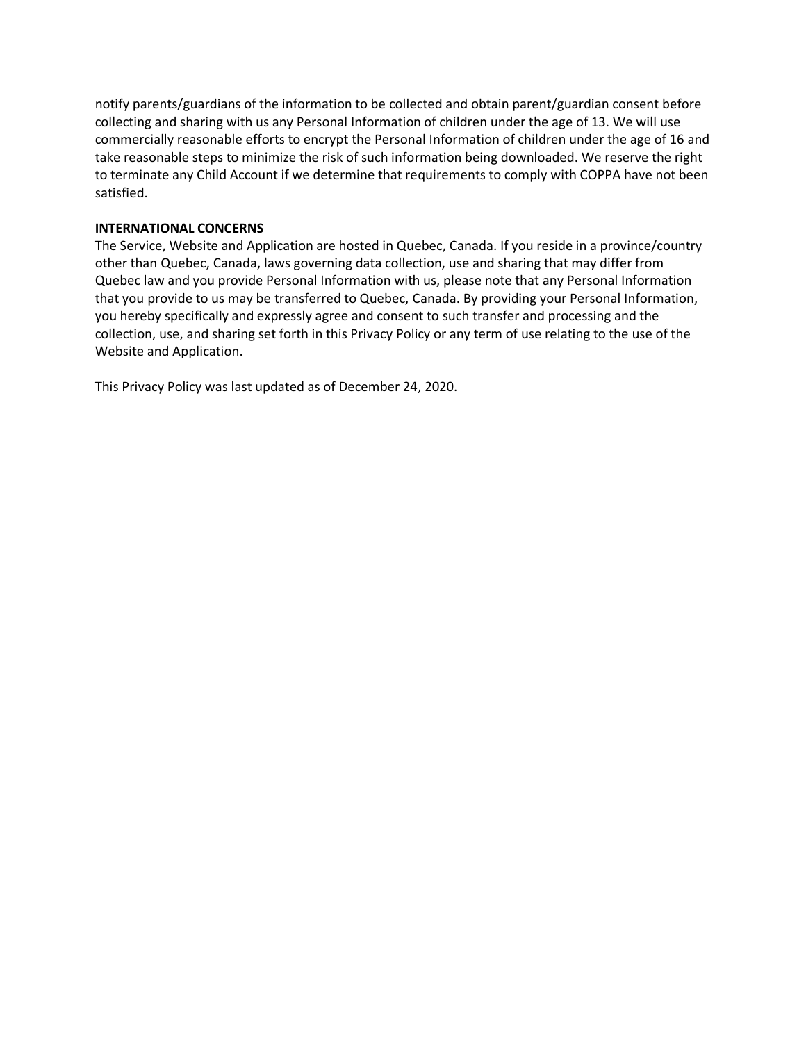notify parents/guardians of the information to be collected and obtain parent/guardian consent before collecting and sharing with us any Personal Information of children under the age of 13. We will use commercially reasonable efforts to encrypt the Personal Information of children under the age of 16 and take reasonable steps to minimize the risk of such information being downloaded. We reserve the right to terminate any Child Account if we determine that requirements to comply with COPPA have not been satisfied.

**INTERNATIONAL CONCERNS**

The Service, Website and Application are hosted in Quebec, Canada. If you reside in a province/country other than Quebec, Canada, laws governing data collection, use and sharing that may differ from Quebec law and you provide Personal Information with us, please note that any Personal Information that you provide to us may be transferred to Quebec, Canada. By providing your Personal Information, you hereby specifically and expressly agree and consent to such transfer and processing and the collection, use, and sharing set forth in this Privacy Policy or any term of use relating to the use of the Website and Application.

This Privacy Policy was last updated as of December 24, 2020.